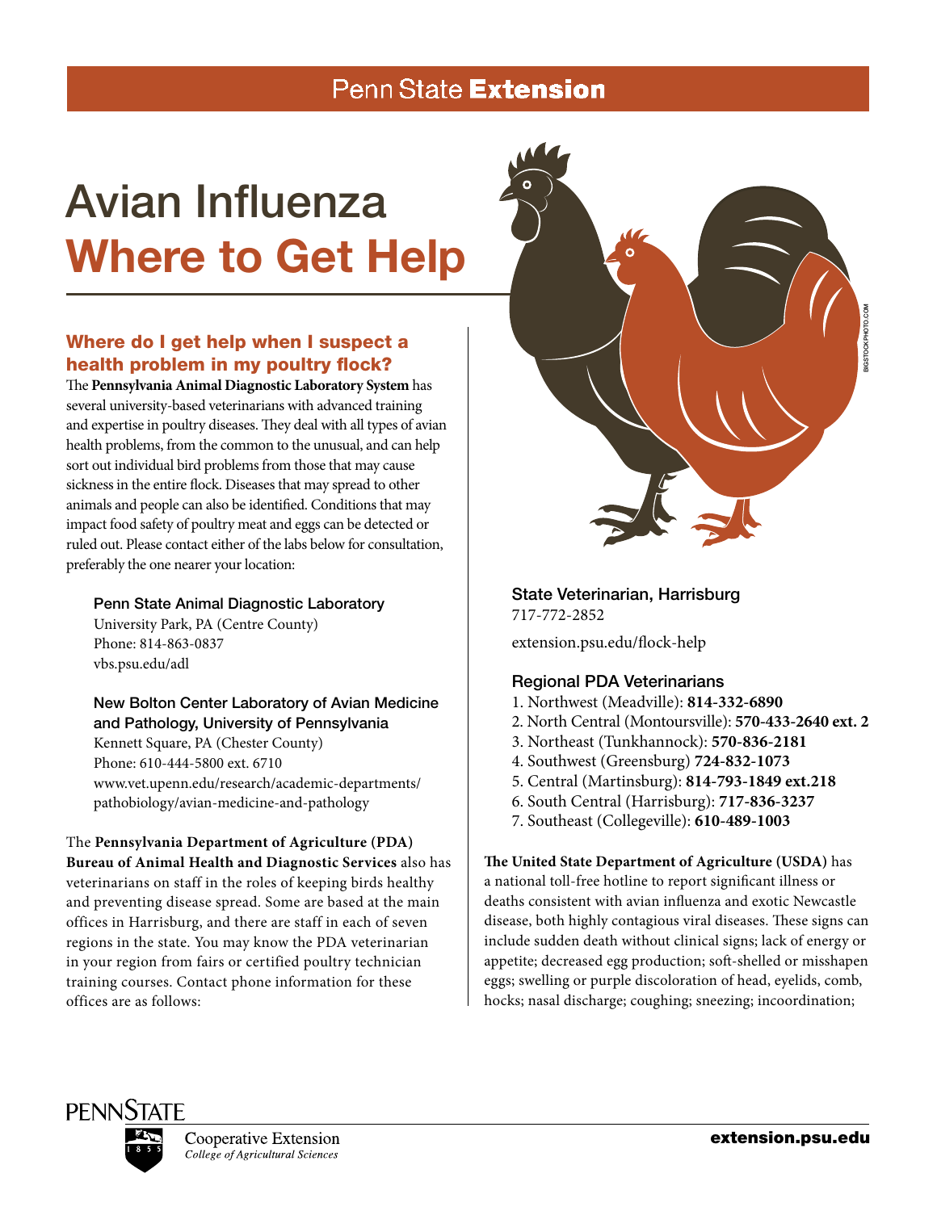# Avian Influenza

# Where to Get Help

## Where do I get help when I suspect a health problem in my poultry flock?

The **Pennsylvania Animal Diagnostic Laboratory System** has several university-based veterinarians with advanced training and expertise in poultry diseases. They deal with all types of avian health problems, from the common to the unusual, and can help sort out individual bird problems from those that may cause sickness in the entire flock. Diseases that may spread to other animals and people can also be identified. Conditions that may impact food safety of poultry meat and eggs can be detected or ruled out. Please contact either of the labs below for consultation, preferably the one nearer your location:

**Penn State Animal Diagnostic Laboratory**
University Park, PA (Centre County)
Phone: 814-863-0837
vbs.psu.edu/adl

**New Bolton Center Laboratory of Avian Medicine and Pathology, University of Pennsylvania**
Kennett Square, PA (Chester County)
Phone: 610-444-5800 ext. 6710
www.vet.upenn.edu/research/academic-departments/pathobiology/avian-medicine-and-pathology

The **Pennsylvania Department of Agriculture (PDA) Bureau of Animal Health and Diagnostic Services** also has veterinarians on staff in the roles of keeping birds healthy and preventing disease spread. Some are based at the main offices in Harrisburg, and there are staff in each of seven regions in the state. You may know the PDA veterinarian in your region from fairs or certified poultry technician training courses. Contact phone information for these offices are as follows:

**State Veterinarian, Harrisburg**
717-772-2852

extension.psu.edu/flock-help

**Regional PDA Veterinarians**

1. Northwest (Meadville): **814-332-6890**
2. North Central (Montoursville): **570-433-2640 ext. 2**
3. Northeast (Tunkhannock): **570-836-2181**
4. Southwest (Greensburg) **724-832-1073**
5. Central (Martinsburg): **814-793-1849 ext.218**
6. South Central (Harrisburg): **717-836-3237**
7. Southeast (Collegeville): **610-489-1003**

**The United State Department of Agriculture (USDA)** has a national toll-free hotline to report significant illness or deaths consistent with avian influenza and exotic Newcastle disease, both highly contagious viral diseases. These signs can include sudden death without clinical signs; lack of energy or appetite; decreased egg production; soft-shelled or misshapen eggs; swelling or purple discoloration of head, eyelids, comb, hocks; nasal discharge; coughing; sneezing; incoordination;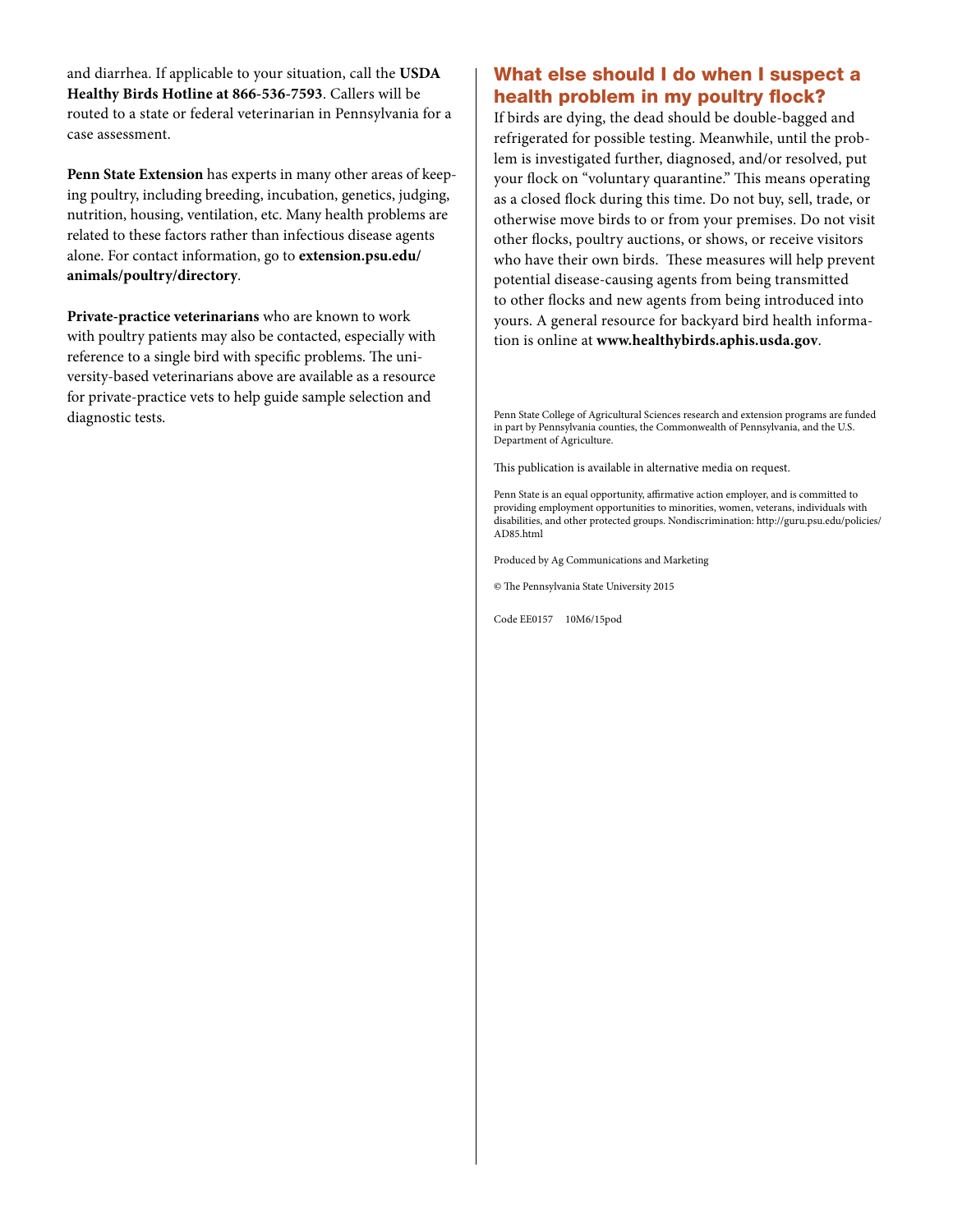and diarrhea. If applicable to your situation, call the **USDA Healthy Birds Hotline at 866-536-7593**. Callers will be routed to a state or federal veterinarian in Pennsylvania for a case assessment.

**Penn State Extension** has experts in many other areas of keeping poultry, including breeding, incubation, genetics, judging, nutrition, housing, ventilation, etc. Many health problems are related to these factors rather than infectious disease agents alone. For contact information, go to **extension.psu.edu/animals/poultry/directory**.

**Private-practice veterinarians** who are known to work with poultry patients may also be contacted, especially with reference to a single bird with specific problems. The university-based veterinarians above are available as a resource for private-practice vets to help guide sample selection and diagnostic tests.

## What else should I do when I suspect a health problem in my poultry flock?

If birds are dying, the dead should be double-bagged and refrigerated for possible testing. Meanwhile, until the problem is investigated further, diagnosed, and/or resolved, put your flock on "voluntary quarantine." This means operating as a closed flock during this time. Do not buy, sell, trade, or otherwise move birds to or from your premises. Do not visit other flocks, poultry auctions, or shows, or receive visitors who have their own birds. These measures will help prevent potential disease-causing agents from being transmitted to other flocks and new agents from being introduced into yours. A general resource for backyard bird health information is online at **www.healthybirds.aphis.usda.gov**.

Penn State College of Agricultural Sciences research and extension programs are funded in part by Pennsylvania counties, the Commonwealth of Pennsylvania, and the U.S. Department of Agriculture.

This publication is available in alternative media on request.

Penn State is an equal opportunity, affirmative action employer, and is committed to providing employment opportunities to minorities, women, veterans, individuals with disabilities, and other protected groups. Nondiscrimination: http://guru.psu.edu/policies/AD85.html

Produced by Ag Communications and Marketing

© The Pennsylvania State University 2015

Code EE0157 10M6/15pod